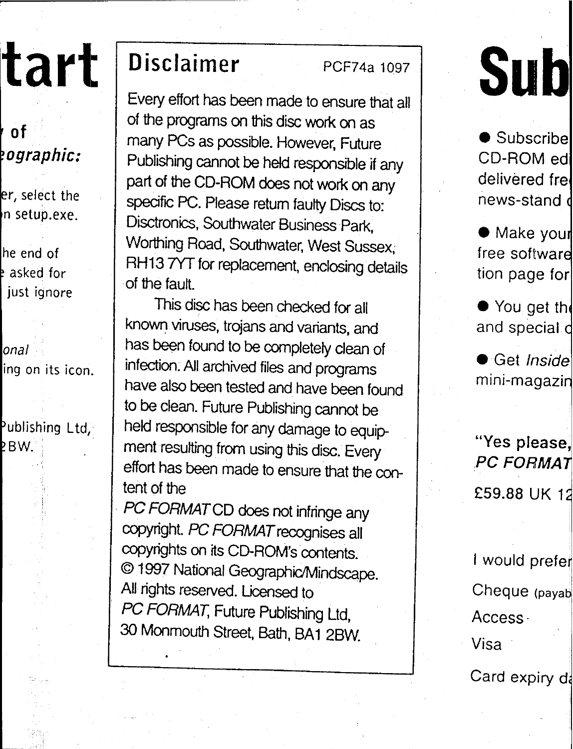## Disclaimer

PCF74a 1097

Every effort has been made to ensure that all of the programs on this disc work on as many PCs as possible. However, Future Publishing cannot be held responsible if any part of the CD-ROM does not work on any specific PC. Please return faulty Discs to: Disctronics, Southwater Business Park, Worthing Road, Southwater, West Sussex, RH13 7YT for replacement, enclosing details of the fault.

This disc has been checked for all known viruses, trojans and variants, and has been found to be completely clean of infection. All archived files and programs have also been tested and have been found to be clean. Future Publishing cannot be held responsible for any damage to equipment resulting from using this disc. Every effort has been made to ensure that the content of the *PC FORMAT* CD does not infringe any copyright. *PC FORMAT* recognises all copyrights on its CD-ROM's contents.

© 1997 National Geographic/Mindscape. All rights reserved. Licensed to *PC FORMAT*, Future Publishing Ltd, 30 Monmouth Street, Bath, BA1 2BW.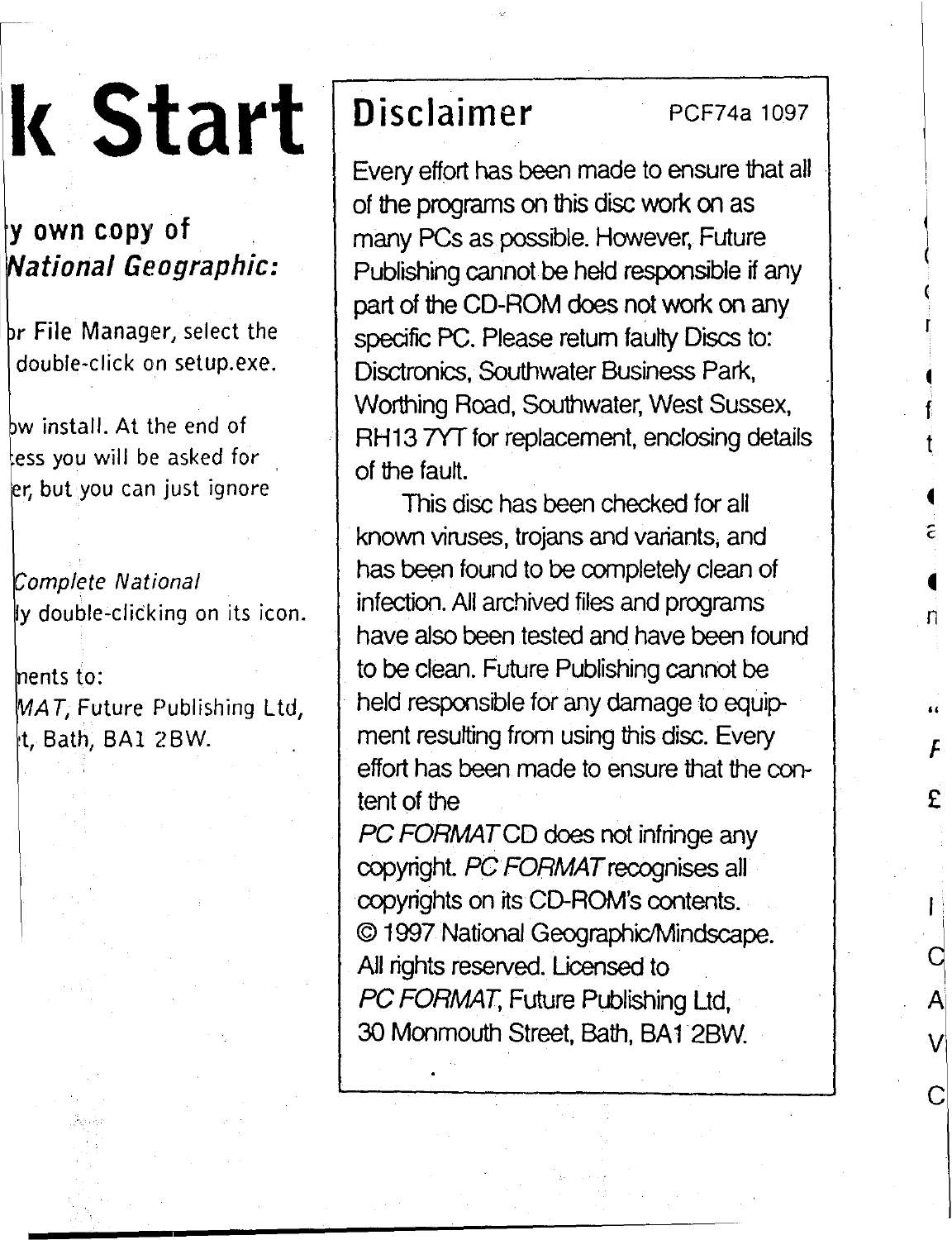# k Start

**y own copy of *National Geographic:***

or File Manager, select the double-click on setup.exe.

ow install. At the end of ess you will be asked for er, but you can just ignore

*Complete National* ly double-clicking on its icon.

nents to: *MAT*, Future Publishing Ltd, t, Bath, BA1 2BW.

## Disclaimer

PCF74a 1097

Every effort has been made to ensure that all of the programs on this disc work on as many PCs as possible. However, Future Publishing cannot be held responsible if any part of the CD-ROM does not work on any specific PC. Please return faulty Discs to: Disctronics, Southwater Business Park, Worthing Road, Southwater, West Sussex, RH13 7YT for replacement, enclosing details of the fault.

This disc has been checked for all known viruses, trojans and variants, and has been found to be completely clean of infection. All archived files and programs have also been tested and have been found to be clean. Future Publishing cannot be held responsible for any damage to equipment resulting from using this disc. Every effort has been made to ensure that the content of the *PC FORMAT* CD does not infringe any copyright. *PC FORMAT* recognises all copyrights on its CD-ROM's contents. © 1997 National Geographic/Mindscape. All rights reserved. Licensed to *PC FORMAT*, Future Publishing Ltd, 30 Monmouth Street, Bath, BA1 2BW.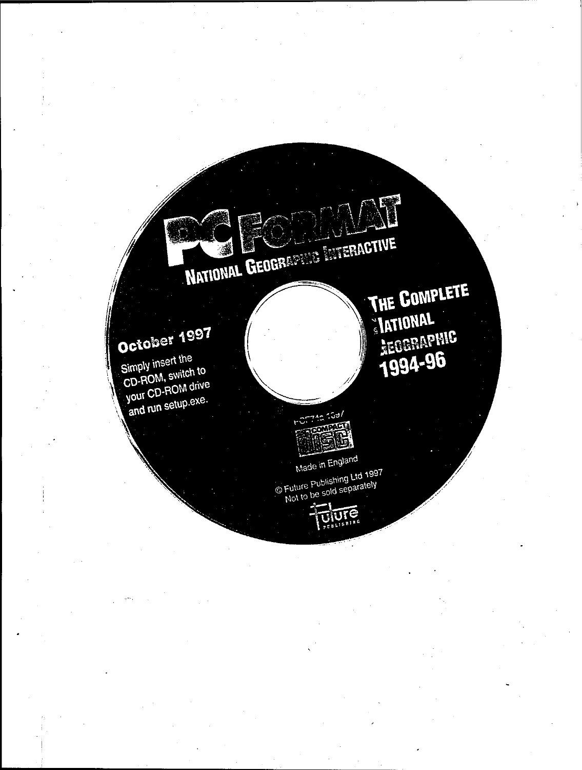PC FORMAT

NATIONAL GEOGRAPHIC INTERACTIVE

THE COMPLETE NATIONAL GEOGRAPHIC 1994-96

October 1997

Simply insert the CD-ROM, switch to your CD-ROM drive and run setup.exe.

FCF712 1097

COMPACT DISC

Made in England

© Future Publishing Ltd 1997
Not to be sold separately

Future PUBLISHING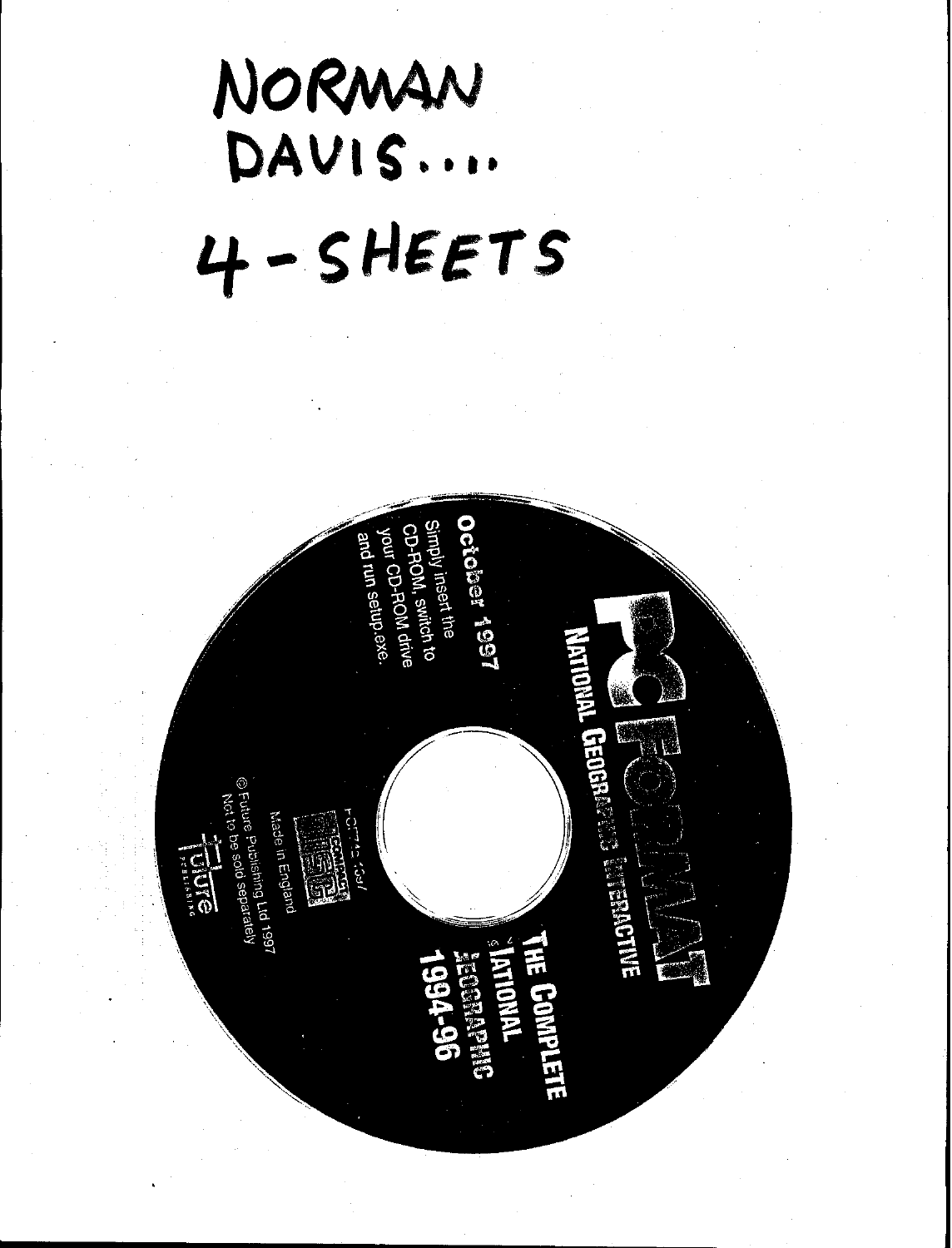NORMAN DAVIS....

4-SHEETS

PC FORMAT

NATIONAL GEOGRAPHIC INTERACTIVE

October 1997

Simply insert the CD-ROM, switch to your CD-ROM drive and run setup.exe.

THE COMPLETE NATIONAL GEOGRAPHIC 1994-96

FCFT4D 1097

Made in England

© Future Publishing Ltd 1997
Not to be sold separately

Future PUBLISHING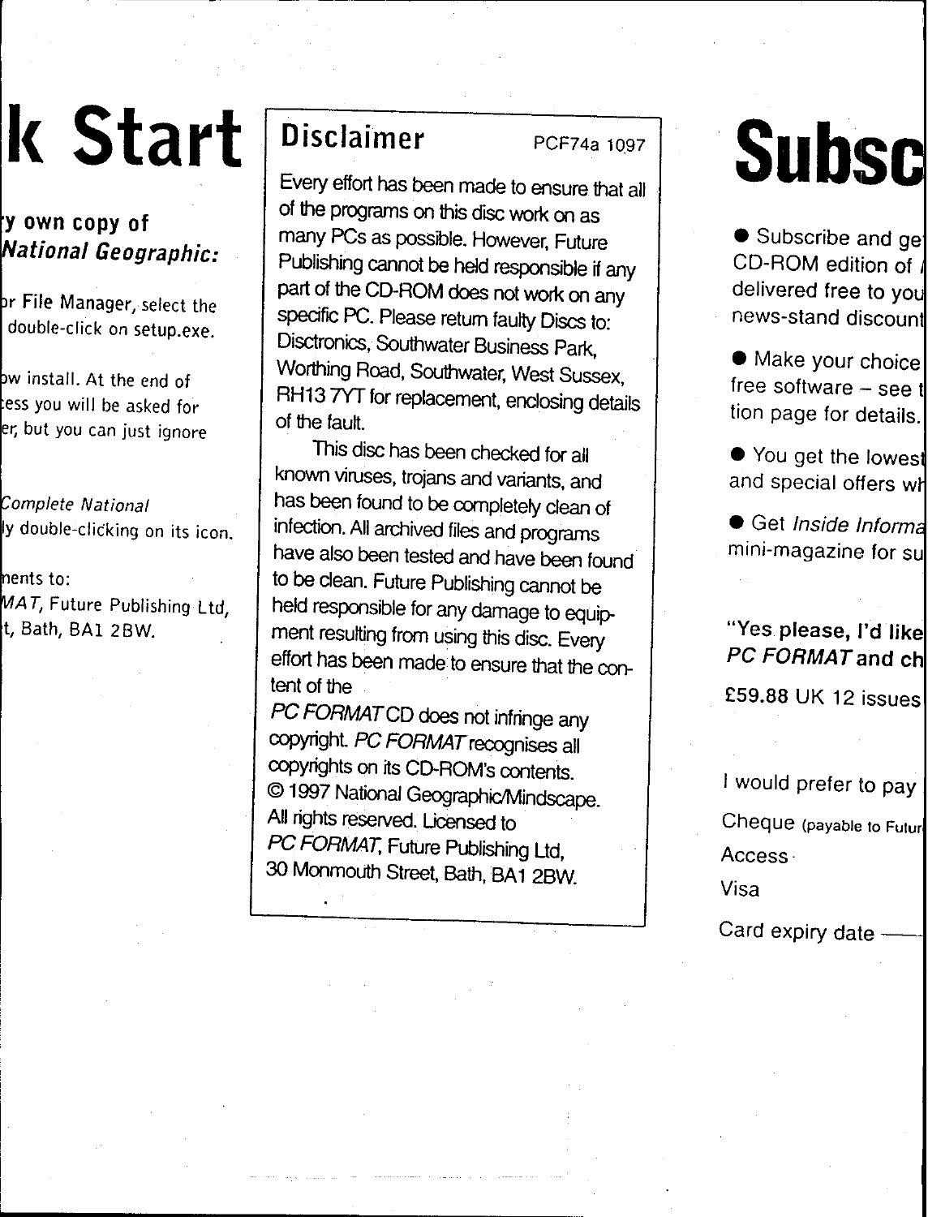# k Start

**y own copy of**
***National Geographic:***

r File Manager, select the
double-click on setup.exe.

w install. At the end of
ess you will be asked for
er, but you can just ignore

*Complete National*
y double-clicking on its icon.

ents to:
*MAT*, Future Publishing Ltd,
t, Bath, BA1 2BW.

## Disclaimer

PCF74a 1097

Every effort has been made to ensure that all of the programs on this disc work on as many PCs as possible. However, Future Publishing cannot be held responsible if any part of the CD-ROM does not work on any specific PC. Please return faulty Discs to: Disctronics, Southwater Business Park, Worthing Road, Southwater, West Sussex, RH13 7YT for replacement, enclosing details of the fault.

This disc has been checked for all known viruses, trojans and variants, and has been found to be completely clean of infection. All archived files and programs have also been tested and have been found to be clean. Future Publishing cannot be held responsible for any damage to equipment resulting from using this disc. Every effort has been made to ensure that the content of the *PC FORMAT* CD does not infringe any copyright. *PC FORMAT* recognises all copyrights on its CD-ROM's contents.
© 1997 National Geographic/Mindscape.
All rights reserved. Licensed to *PC FORMAT*, Future Publishing Ltd, 30 Monmouth Street, Bath, BA1 2BW.

# Subsc

- Subscribe and ge
CD-ROM edition of
delivered free to you
news-stand discount
- Make your choice
free software – see t
tion page for details.
- You get the lowest
and special offers wh
- Get *Inside Informa*
mini-magazine for su

**"Yes please, I'd like**
***PC FORMAT* and ch**

£59.88 UK 12 issues

I would prefer to pay

Cheque (payable to Futur

Access

Visa

Card expiry date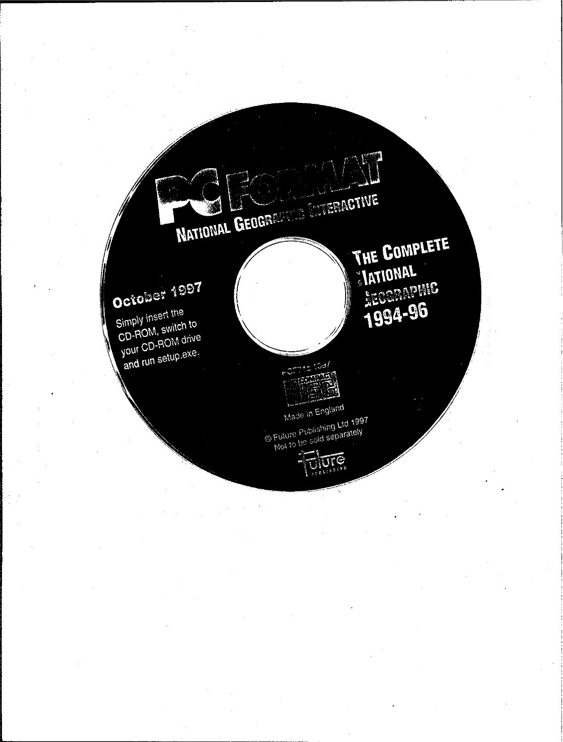PC FORMAT

NATIONAL GEOGRAPHIC INTERACTIVE

THE COMPLETE NATIONAL GEOGRAPHIC 1994-96

October 1997

Simply insert the CD-ROM, switch to your CD-ROM drive and run setup.exe.

PCF712 10s7

COMPACT DISC

Made in England

© Future Publishing Ltd 1997
Not to be sold separately

Future PUBLISHING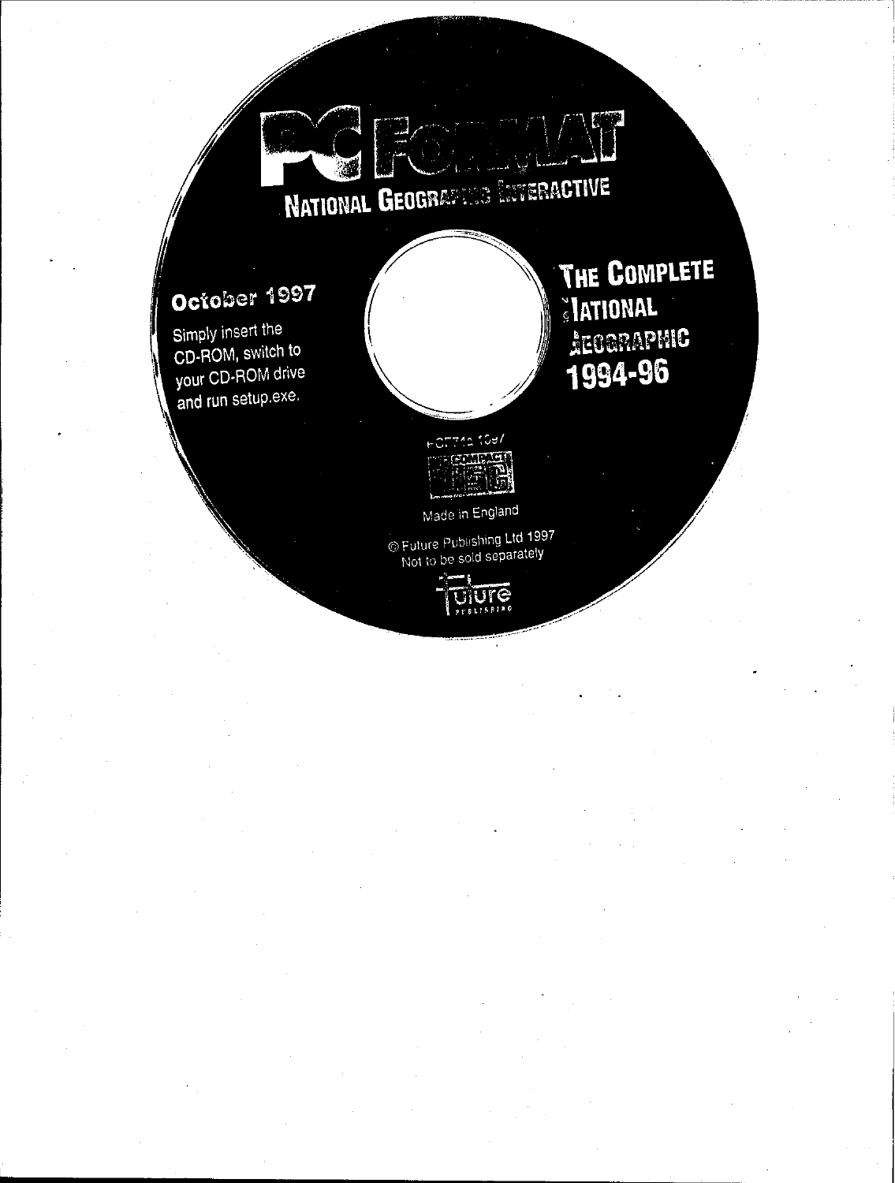PC FORMAT

NATIONAL GEOGRAPHIC INTERACTIVE

**October 1997**

Simply insert the CD-ROM, switch to your CD-ROM drive and run setup.exe.

**THE COMPLETE NATIONAL GEOGRAPHIC 1994-96**

PCF712 1097

COMPACT DISC

Made in England

© Future Publishing Ltd 1997
Not to be sold separately

Future PUBLISHING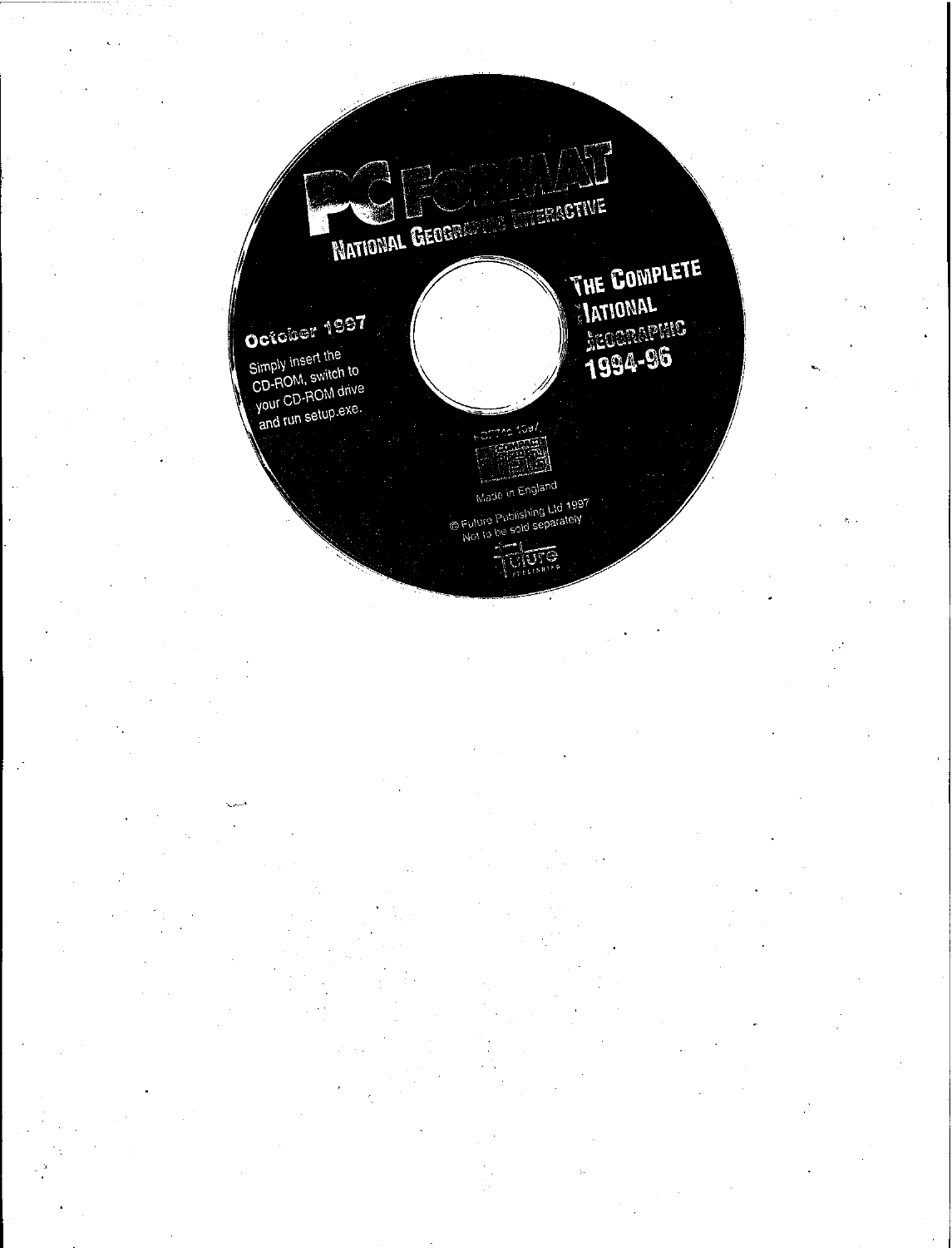PC FORMAT

NATIONAL GEOGRAPHIC INTERACTIVE

**October 1997**

Simply insert the CD-ROM, switch to your CD-ROM drive and run setup.exe.

**THE COMPLETE NATIONAL GEOGRAPHIC 1994-96**

Made in England

© Future Publishing Ltd 1997
Not to be sold separately

Future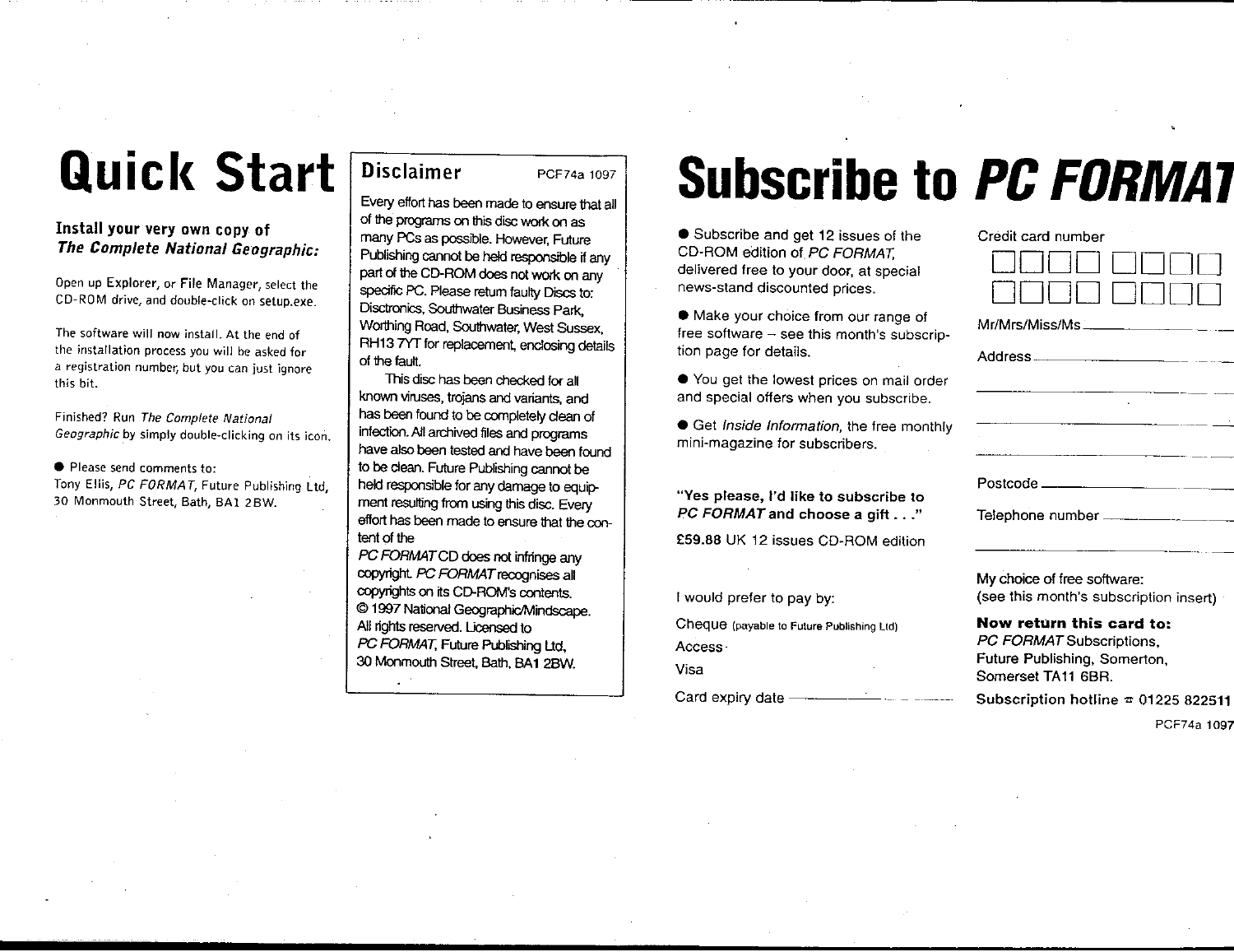# Quick Start

### Install your very own copy of *The Complete National Geographic:*

Open up Explorer, or File Manager, select the CD-ROM drive, and double-click on setup.exe.

The software will now install. At the end of the installation process you will be asked for a registration number, but you can just ignore this bit.

Finished? Run *The Complete National Geographic* by simply double-clicking on its icon.

- Please send comments to:
Tony Ellis, *PC FORMAT*, Future Publishing Ltd, 30 Monmouth Street, Bath, BA1 2BW.

## Disclaimer

PCF74a 1097

Every effort has been made to ensure that all of the programs on this disc work on as many PCs as possible. However, Future Publishing cannot be held responsible if any part of the CD-ROM does not work on any specific PC. Please return faulty Discs to: Disctronics, Southwater Business Park, Worthing Road, Southwater, West Sussex, RH13 7YT for replacement, enclosing details of the fault.

This disc has been checked for all known viruses, trojans and variants, and has been found to be completely clean of infection. All archived files and programs have also been tested and have been found to be clean. Future Publishing cannot be held responsible for any damage to equipment resulting from using this disc. Every effort has been made to ensure that the content of the *PC FORMAT* CD does not infringe any copyright. *PC FORMAT* recognises all copyrights on its CD-ROM's contents.
© 1997 National Geographic/Mindscape. All rights reserved. Licensed to *PC FORMAT*, Future Publishing Ltd, 30 Monmouth Street, Bath, BA1 2BW.

# Subscribe to *PC FORMAT*

- Subscribe and get 12 issues of the CD-ROM edition of *PC FORMAT*, delivered free to your door, at special news-stand discounted prices.
- Make your choice from our range of free software – see this month's subscription page for details.
- You get the lowest prices on mail order and special offers when you subscribe.
- Get *Inside Information*, the free monthly mini-magazine for subscribers.

**"Yes please, I'd like to subscribe to *PC FORMAT* and choose a gift . . ."**

**£59.88** UK 12 issues CD-ROM edition

I would prefer to pay by:

Cheque (payable to Future Publishing Ltd)

Access

Visa

Card expiry date ____________

Credit card number

☐☐☐☐ ☐☐☐☐
☐☐☐☐ ☐☐☐☐

Mr/Mrs/Miss/Ms ____________

Address ____________

____________

____________

____________

Postcode ____________

Telephone number ____________

____________

My choice of free software:
(see this month's subscription insert)

**Now return this card to:**
*PC FORMAT* Subscriptions,
Future Publishing, Somerton,
Somerset TA11 6BR.

**Subscription hotline ☎ 01225 822511**

PCF74a 1097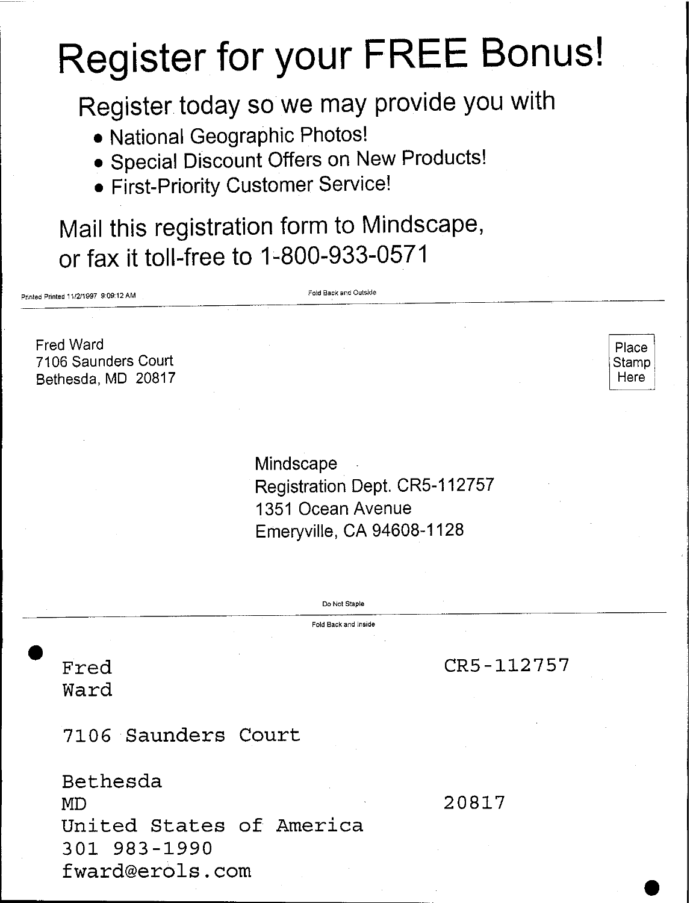# Register for your FREE Bonus!

Register today so we may provide you with

- National Geographic Photos!
- Special Discount Offers on New Products!
- First-Priority Customer Service!

Mail this registration form to Mindscape, or fax it toll-free to 1-800-933-0571

Printed Printed 11/2/1997 9:09:12 AM

Fold Back and Outside

Fred Ward
7106 Saunders Court
Bethesda, MD 20817

Place Stamp Here

Mindscape
Registration Dept. CR5-112757
1351 Ocean Avenue
Emeryville, CA 94608-1128

Do Not Staple

Fold Back and Inside

Fred
Ward

CR5-112757

7106 Saunders Court

Bethesda
MD
United States of America
301 983-1990
fward@erols.com

20817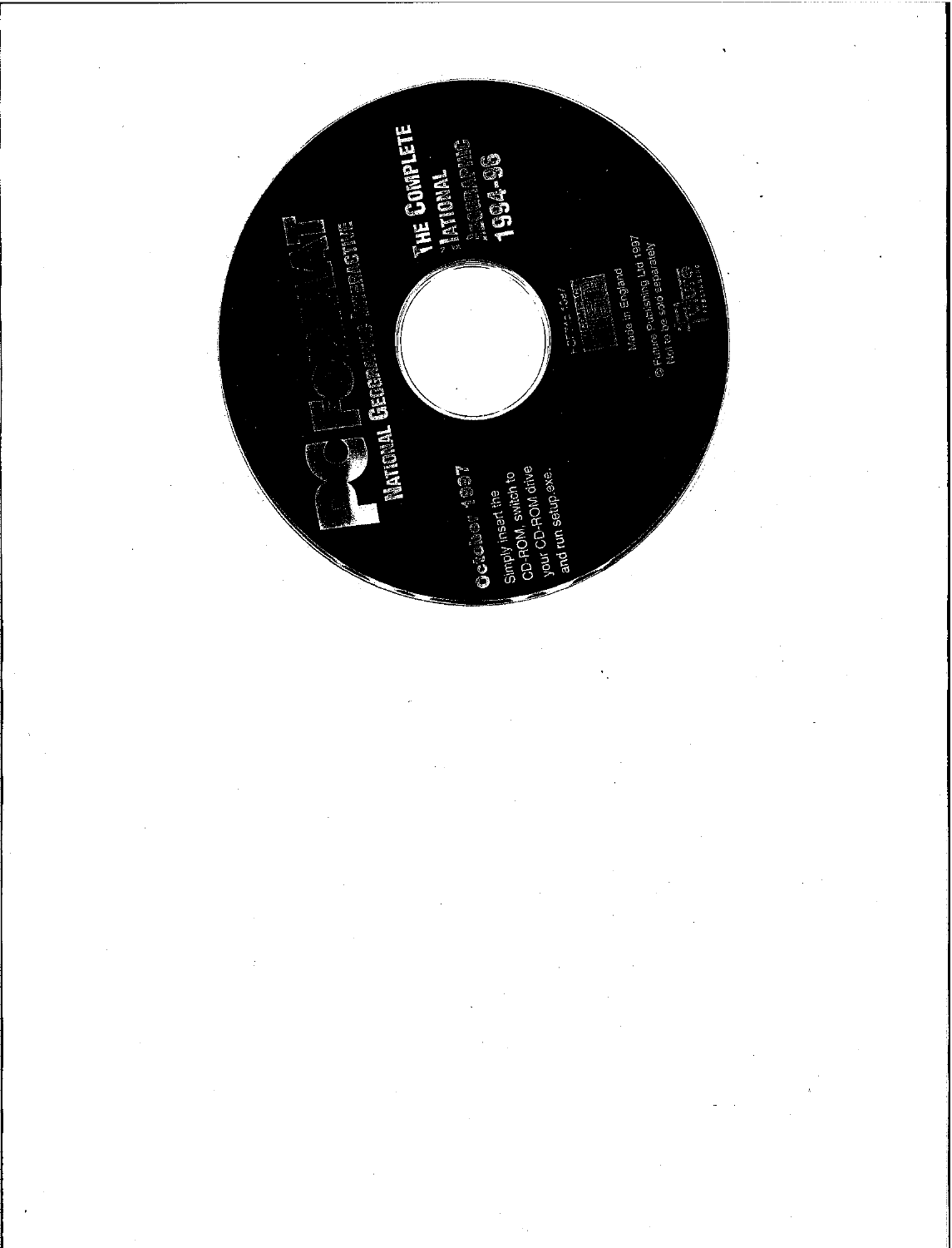PC FORMAT

NATIONAL GEOGRAPHIC INTERACTIVE

THE COMPLETE NATIONAL GEOGRAPHIC 1994-96

October 1997

Simply insert the CD-ROM, switch to your CD-ROM drive and run setup.exe.

Made in England

© Future Publishing Ltd 1997

Not to be sold separately